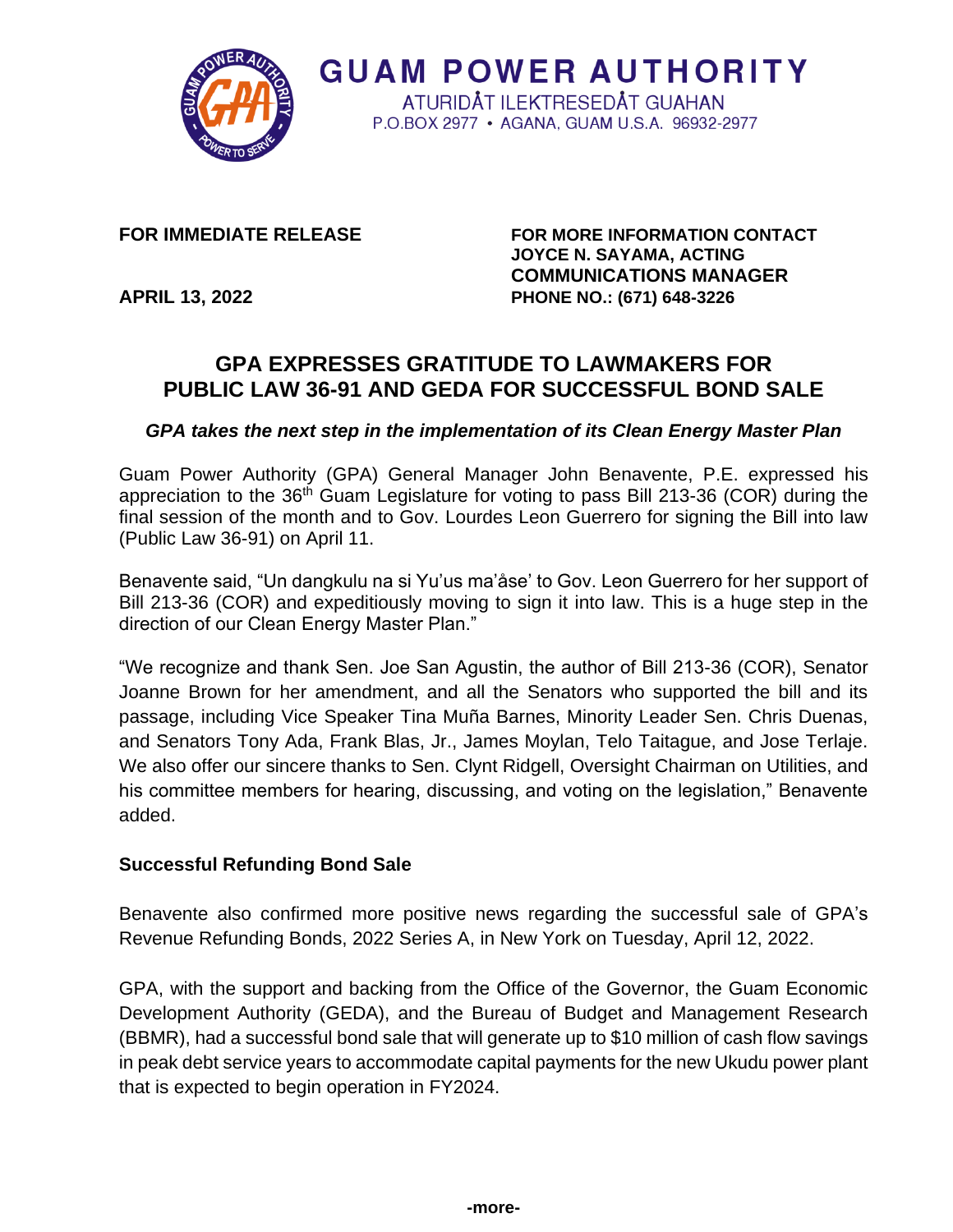**GUAM POWER AUTHORITY**

ATURIDÅT ILEKTRESEDÅT GUAHAN
P.O.BOX 2977 • AGANA, GUAM U.S.A. 96932-2977

**FOR IMMEDIATE RELEASE**

**APRIL 13, 2022**

**FOR MORE INFORMATION CONTACT**
**JOYCE N. SAYAMA, ACTING COMMUNICATIONS MANAGER**
**PHONE NO.: (671) 648-3226**

# GPA EXPRESSES GRATITUDE TO LAWMAKERS FOR PUBLIC LAW 36-91 AND GEDA FOR SUCCESSFUL BOND SALE

***GPA takes the next step in the implementation of its Clean Energy Master Plan***

Guam Power Authority (GPA) General Manager John Benavente, P.E. expressed his appreciation to the 36th Guam Legislature for voting to pass Bill 213-36 (COR) during the final session of the month and to Gov. Lourdes Leon Guerrero for signing the Bill into law (Public Law 36-91) on April 11.

Benavente said, "Un dangkulu na si Yu'us ma'åse' to Gov. Leon Guerrero for her support of Bill 213-36 (COR) and expeditiously moving to sign it into law. This is a huge step in the direction of our Clean Energy Master Plan."

"We recognize and thank Sen. Joe San Agustin, the author of Bill 213-36 (COR), Senator Joanne Brown for her amendment, and all the Senators who supported the bill and its passage, including Vice Speaker Tina Muña Barnes, Minority Leader Sen. Chris Duenas, and Senators Tony Ada, Frank Blas, Jr., James Moylan, Telo Taitague, and Jose Terlaje. We also offer our sincere thanks to Sen. Clynt Ridgell, Oversight Chairman on Utilities, and his committee members for hearing, discussing, and voting on the legislation," Benavente added.

**Successful Refunding Bond Sale**

Benavente also confirmed more positive news regarding the successful sale of GPA's Revenue Refunding Bonds, 2022 Series A, in New York on Tuesday, April 12, 2022.

GPA, with the support and backing from the Office of the Governor, the Guam Economic Development Authority (GEDA), and the Bureau of Budget and Management Research (BBMR), had a successful bond sale that will generate up to $10 million of cash flow savings in peak debt service years to accommodate capital payments for the new Ukudu power plant that is expected to begin operation in FY2024.

**-more-**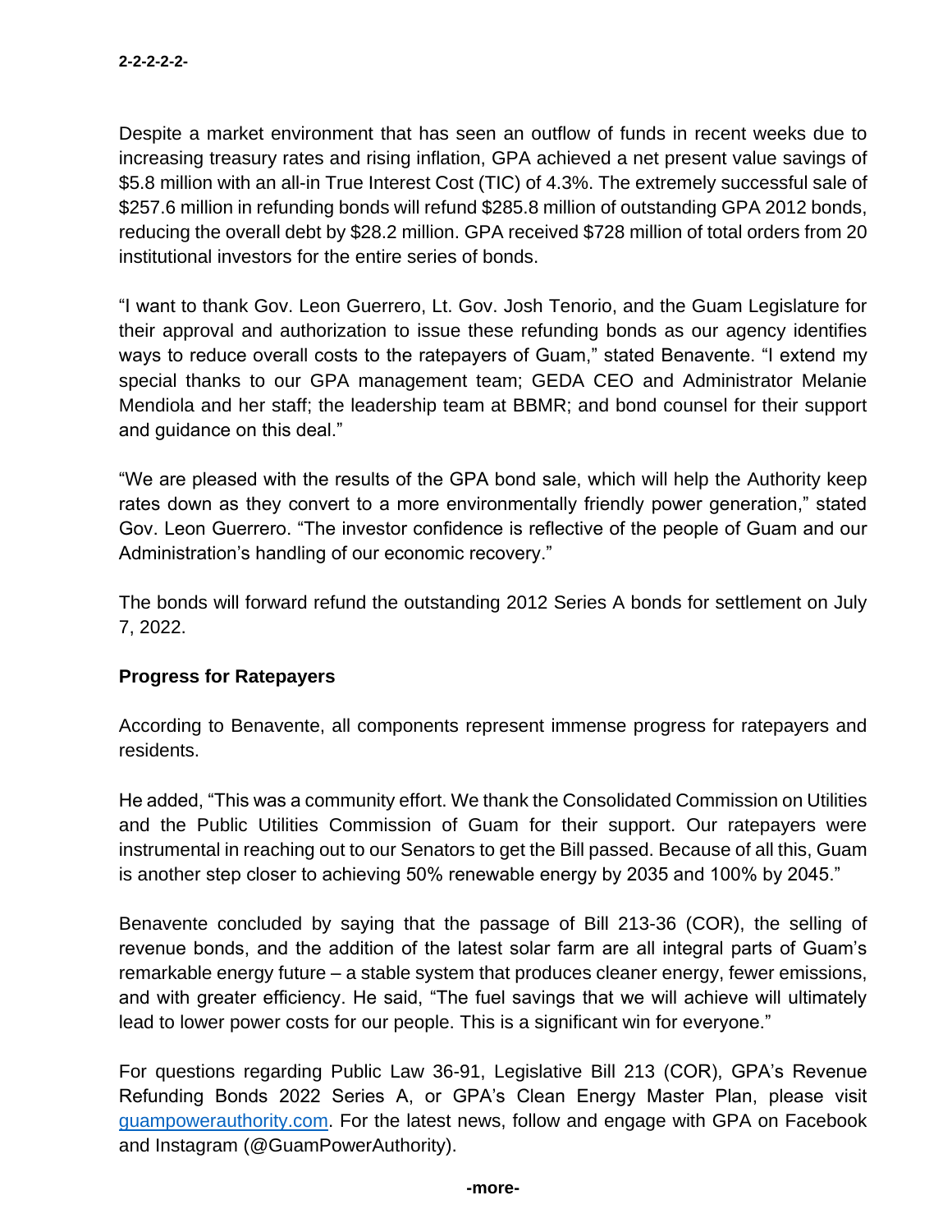Despite a market environment that has seen an outflow of funds in recent weeks due to increasing treasury rates and rising inflation, GPA achieved a net present value savings of $5.8 million with an all-in True Interest Cost (TIC) of 4.3%. The extremely successful sale of $257.6 million in refunding bonds will refund $285.8 million of outstanding GPA 2012 bonds, reducing the overall debt by $28.2 million. GPA received $728 million of total orders from 20 institutional investors for the entire series of bonds.

"I want to thank Gov. Leon Guerrero, Lt. Gov. Josh Tenorio, and the Guam Legislature for their approval and authorization to issue these refunding bonds as our agency identifies ways to reduce overall costs to the ratepayers of Guam," stated Benavente. "I extend my special thanks to our GPA management team; GEDA CEO and Administrator Melanie Mendiola and her staff; the leadership team at BBMR; and bond counsel for their support and guidance on this deal."

"We are pleased with the results of the GPA bond sale, which will help the Authority keep rates down as they convert to a more environmentally friendly power generation," stated Gov. Leon Guerrero. "The investor confidence is reflective of the people of Guam and our Administration's handling of our economic recovery."

The bonds will forward refund the outstanding 2012 Series A bonds for settlement on July 7, 2022.

**Progress for Ratepayers**

According to Benavente, all components represent immense progress for ratepayers and residents.

He added, "This was a community effort. We thank the Consolidated Commission on Utilities and the Public Utilities Commission of Guam for their support. Our ratepayers were instrumental in reaching out to our Senators to get the Bill passed. Because of all this, Guam is another step closer to achieving 50% renewable energy by 2035 and 100% by 2045."

Benavente concluded by saying that the passage of Bill 213-36 (COR), the selling of revenue bonds, and the addition of the latest solar farm are all integral parts of Guam's remarkable energy future – a stable system that produces cleaner energy, fewer emissions, and with greater efficiency. He said, "The fuel savings that we will achieve will ultimately lead to lower power costs for our people. This is a significant win for everyone."

For questions regarding Public Law 36-91, Legislative Bill 213 (COR), GPA's Revenue Refunding Bonds 2022 Series A, or GPA's Clean Energy Master Plan, please visit [guampowerauthority.com](guampowerauthority.com). For the latest news, follow and engage with GPA on Facebook and Instagram (@GuamPowerAuthority).

-more-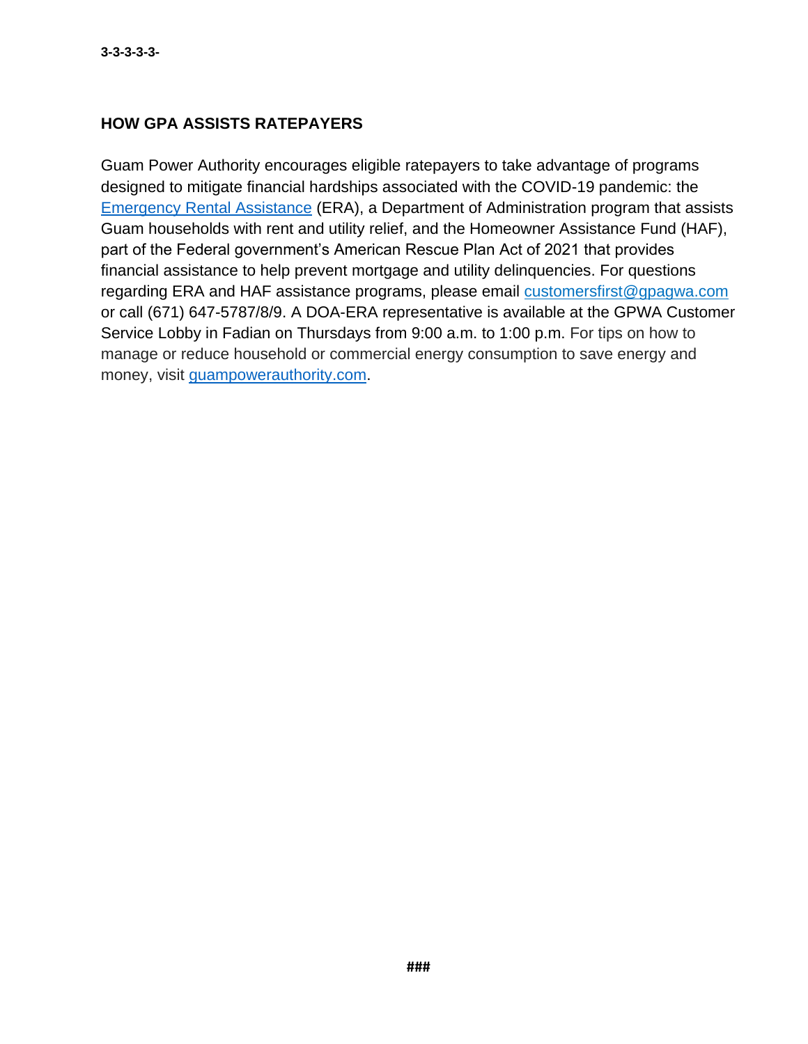## HOW GPA ASSISTS RATEPAYERS

Guam Power Authority encourages eligible ratepayers to take advantage of programs designed to mitigate financial hardships associated with the COVID-19 pandemic: the Emergency Rental Assistance (ERA), a Department of Administration program that assists Guam households with rent and utility relief, and the Homeowner Assistance Fund (HAF), part of the Federal government's American Rescue Plan Act of 2021 that provides financial assistance to help prevent mortgage and utility delinquencies. For questions regarding ERA and HAF assistance programs, please email customersfirst@gpagwa.com or call (671) 647-5787/8/9. A DOA-ERA representative is available at the GPWA Customer Service Lobby in Fadian on Thursdays from 9:00 a.m. to 1:00 p.m. For tips on how to manage or reduce household or commercial energy consumption to save energy and money, visit guampowerauthority.com.

###